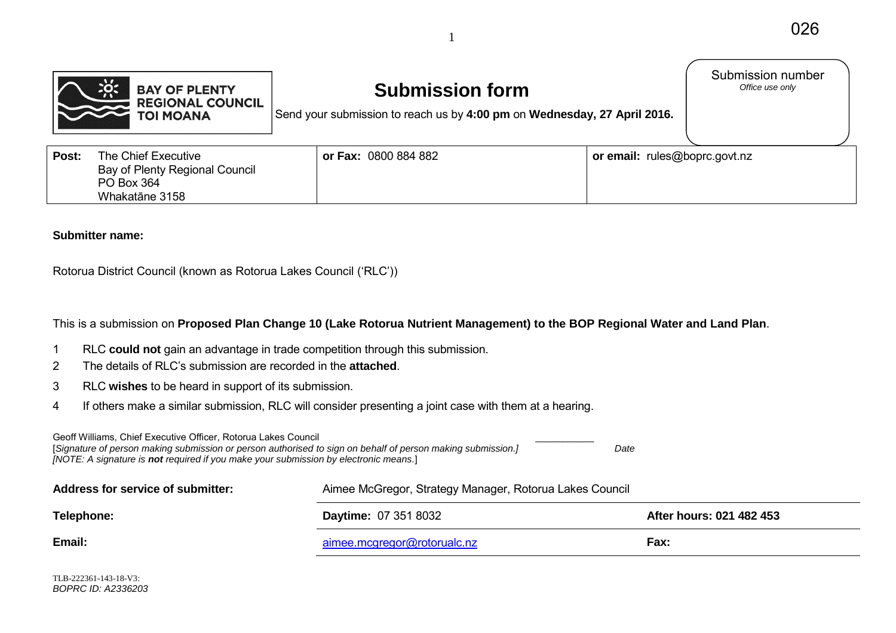026

BAY OF PLENTY REGIONAL COUNCIL TOI MOANA

# Submission form

Send your submission to reach us by **4:00 pm** on **Wednesday, 27 April 2016.**

Submission number
*Office use only*

| **Post:** The Chief Executive<br>Bay of Plenty Regional Council<br>PO Box 364<br>Whakatāne 3158 | **or Fax:** 0800 884 882 | **or email:** rules@boprc.govt.nz |
|---|---|---|

**Submitter name:**

Rotorua District Council (known as Rotorua Lakes Council ('RLC'))

This is a submission on **Proposed Plan Change 10 (Lake Rotorua Nutrient Management) to the BOP Regional Water and Land Plan**.

1 RLC **could not** gain an advantage in trade competition through this submission.

2 The details of RLC's submission are recorded in the **attached**.

3 RLC **wishes** to be heard in support of its submission.

4 If others make a similar submission, RLC will consider presenting a joint case with them at a hearing.

Geoff Williams, Chief Executive Officer, Rotorua Lakes Council
[*Signature of person making submission or person authorised to sign on behalf of person making submission.]* *Date*
*[NOTE: A signature is **not** required if you make your submission by electronic means.*]

| **Address for service of submitter:** | Aimee McGregor, Strategy Manager, Rotorua Lakes Council | |
|---|---|---|
| **Telephone:** | **Daytime:** 07 351 8032 | **After hours: 021 482 453** |
| **Email:** | aimee.mcgregor@rotorualc.nz | **Fax:** |

TLB-222361-143-18-V3:
*BOPRC ID: A2336203*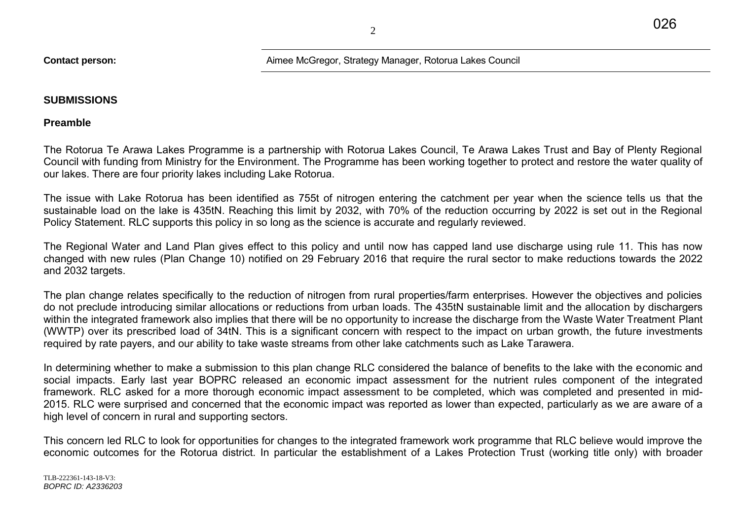**Contact person:** Aimee McGregor, Strategy Manager, Rotorua Lakes Council

## SUBMISSIONS

### Preamble

The Rotorua Te Arawa Lakes Programme is a partnership with Rotorua Lakes Council, Te Arawa Lakes Trust and Bay of Plenty Regional Council with funding from Ministry for the Environment. The Programme has been working together to protect and restore the water quality of our lakes. There are four priority lakes including Lake Rotorua.

The issue with Lake Rotorua has been identified as 755t of nitrogen entering the catchment per year when the science tells us that the sustainable load on the lake is 435tN. Reaching this limit by 2032, with 70% of the reduction occurring by 2022 is set out in the Regional Policy Statement. RLC supports this policy in so long as the science is accurate and regularly reviewed.

The Regional Water and Land Plan gives effect to this policy and until now has capped land use discharge using rule 11. This has now changed with new rules (Plan Change 10) notified on 29 February 2016 that require the rural sector to make reductions towards the 2022 and 2032 targets.

The plan change relates specifically to the reduction of nitrogen from rural properties/farm enterprises. However the objectives and policies do not preclude introducing similar allocations or reductions from urban loads. The 435tN sustainable limit and the allocation by dischargers within the integrated framework also implies that there will be no opportunity to increase the discharge from the Waste Water Treatment Plant (WWTP) over its prescribed load of 34tN. This is a significant concern with respect to the impact on urban growth, the future investments required by rate payers, and our ability to take waste streams from other lake catchments such as Lake Tarawera.

In determining whether to make a submission to this plan change RLC considered the balance of benefits to the lake with the economic and social impacts. Early last year BOPRC released an economic impact assessment for the nutrient rules component of the integrated framework. RLC asked for a more thorough economic impact assessment to be completed, which was completed and presented in mid-2015. RLC were surprised and concerned that the economic impact was reported as lower than expected, particularly as we are aware of a high level of concern in rural and supporting sectors.

This concern led RLC to look for opportunities for changes to the integrated framework work programme that RLC believe would improve the economic outcomes for the Rotorua district. In particular the establishment of a Lakes Protection Trust (working title only) with broader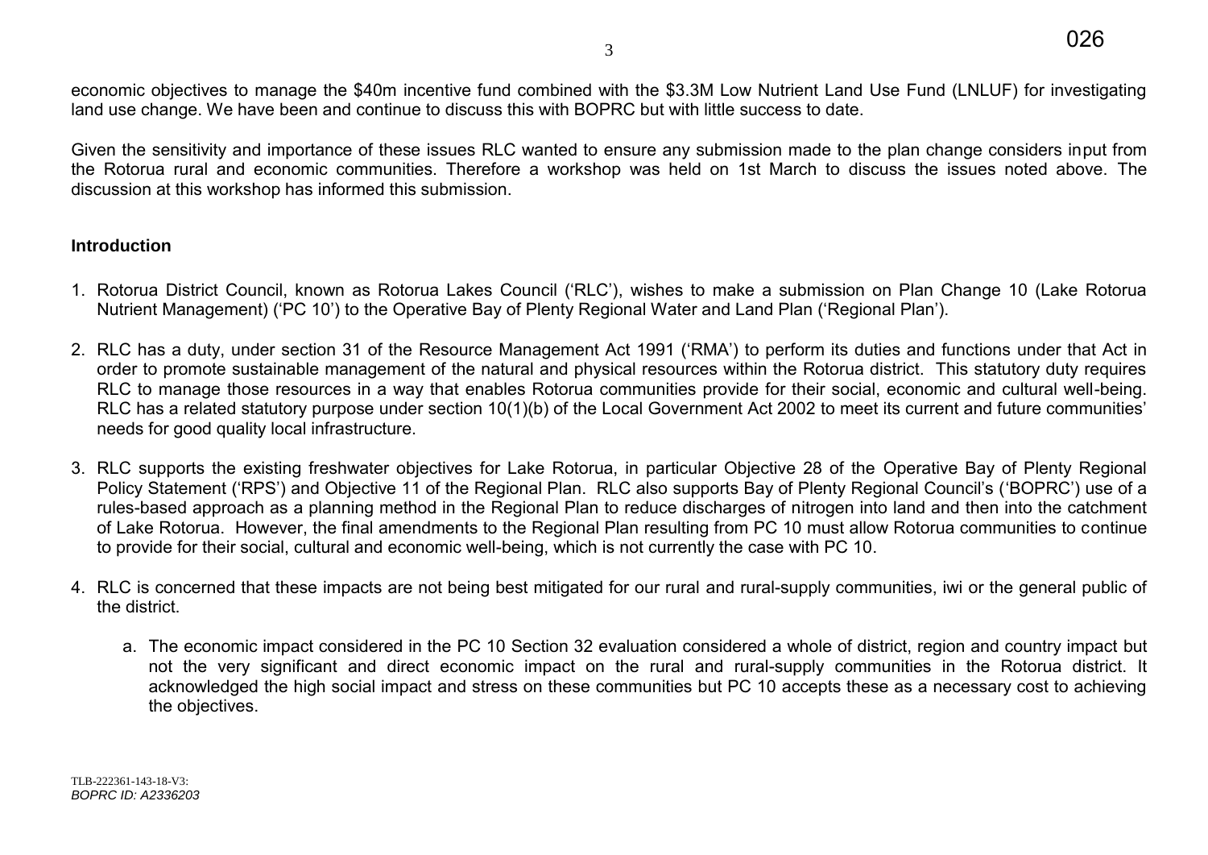economic objectives to manage the $40m incentive fund combined with the $3.3M Low Nutrient Land Use Fund (LNLUF) for investigating land use change. We have been and continue to discuss this with BOPRC but with little success to date.

Given the sensitivity and importance of these issues RLC wanted to ensure any submission made to the plan change considers input from the Rotorua rural and economic communities. Therefore a workshop was held on 1st March to discuss the issues noted above. The discussion at this workshop has informed this submission.

**Introduction**

1. Rotorua District Council, known as Rotorua Lakes Council ('RLC'), wishes to make a submission on Plan Change 10 (Lake Rotorua Nutrient Management) ('PC 10') to the Operative Bay of Plenty Regional Water and Land Plan ('Regional Plan').

2. RLC has a duty, under section 31 of the Resource Management Act 1991 ('RMA') to perform its duties and functions under that Act in order to promote sustainable management of the natural and physical resources within the Rotorua district. This statutory duty requires RLC to manage those resources in a way that enables Rotorua communities provide for their social, economic and cultural well-being. RLC has a related statutory purpose under section 10(1)(b) of the Local Government Act 2002 to meet its current and future communities' needs for good quality local infrastructure.

3. RLC supports the existing freshwater objectives for Lake Rotorua, in particular Objective 28 of the Operative Bay of Plenty Regional Policy Statement ('RPS') and Objective 11 of the Regional Plan. RLC also supports Bay of Plenty Regional Council's ('BOPRC') use of a rules-based approach as a planning method in the Regional Plan to reduce discharges of nitrogen into land and then into the catchment of Lake Rotorua. However, the final amendments to the Regional Plan resulting from PC 10 must allow Rotorua communities to continue to provide for their social, cultural and economic well-being, which is not currently the case with PC 10.

4. RLC is concerned that these impacts are not being best mitigated for our rural and rural-supply communities, iwi or the general public of the district.

    a. The economic impact considered in the PC 10 Section 32 evaluation considered a whole of district, region and country impact but not the very significant and direct economic impact on the rural and rural-supply communities in the Rotorua district. It acknowledged the high social impact and stress on these communities but PC 10 accepts these as a necessary cost to achieving the objectives.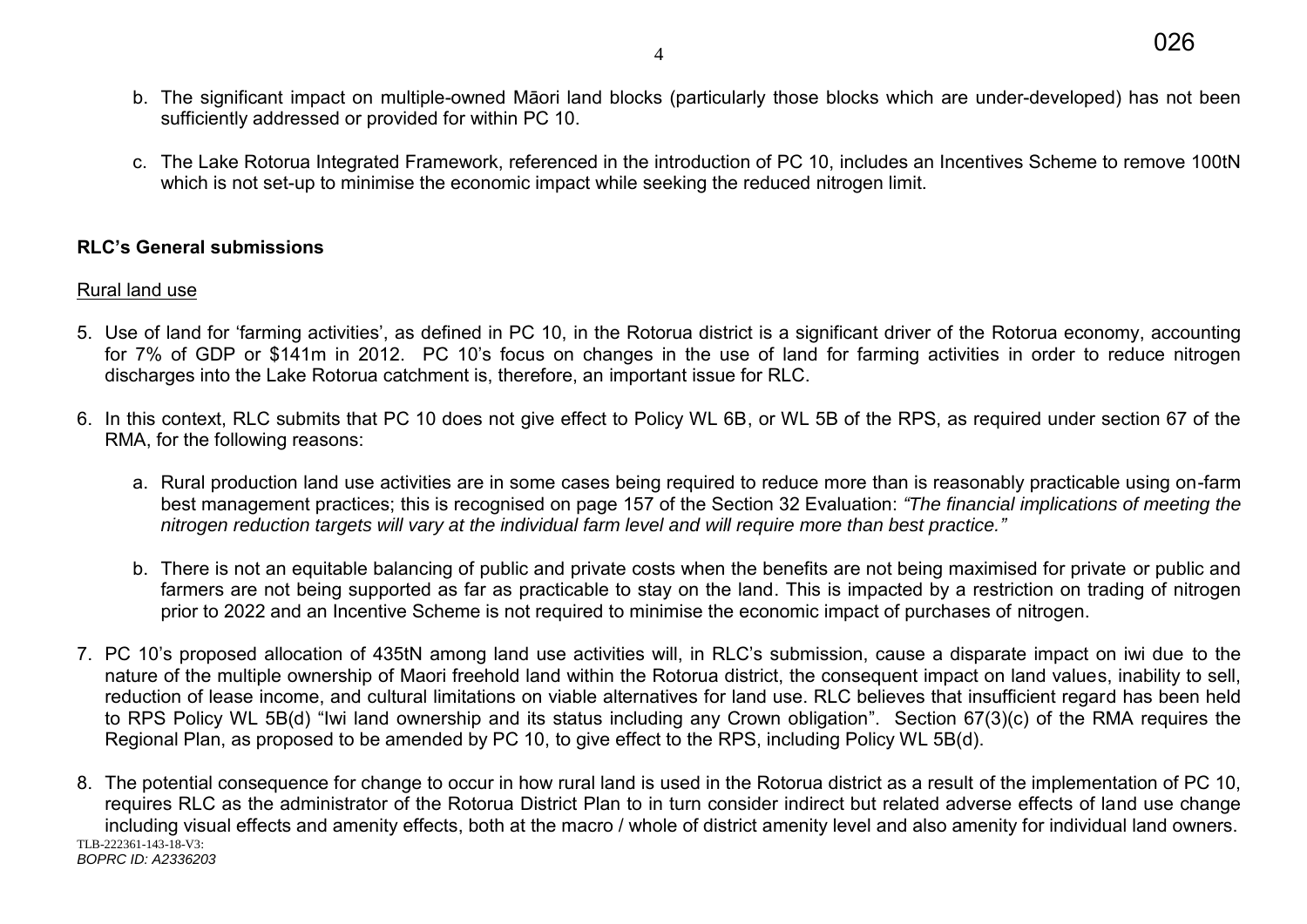b. The significant impact on multiple-owned Māori land blocks (particularly those blocks which are under-developed) has not been sufficiently addressed or provided for within PC 10.

c. The Lake Rotorua Integrated Framework, referenced in the introduction of PC 10, includes an Incentives Scheme to remove 100tN which is not set-up to minimise the economic impact while seeking the reduced nitrogen limit.

**RLC's General submissions**

Rural land use

5. Use of land for 'farming activities', as defined in PC 10, in the Rotorua district is a significant driver of the Rotorua economy, accounting for 7% of GDP or $141m in 2012. PC 10's focus on changes in the use of land for farming activities in order to reduce nitrogen discharges into the Lake Rotorua catchment is, therefore, an important issue for RLC.

6. In this context, RLC submits that PC 10 does not give effect to Policy WL 6B, or WL 5B of the RPS, as required under section 67 of the RMA, for the following reasons:

   a. Rural production land use activities are in some cases being required to reduce more than is reasonably practicable using on-farm best management practices; this is recognised on page 157 of the Section 32 Evaluation: *"The financial implications of meeting the nitrogen reduction targets will vary at the individual farm level and will require more than best practice."*

   b. There is not an equitable balancing of public and private costs when the benefits are not being maximised for private or public and farmers are not being supported as far as practicable to stay on the land. This is impacted by a restriction on trading of nitrogen prior to 2022 and an Incentive Scheme is not required to minimise the economic impact of purchases of nitrogen.

7. PC 10's proposed allocation of 435tN among land use activities will, in RLC's submission, cause a disparate impact on iwi due to the nature of the multiple ownership of Maori freehold land within the Rotorua district, the consequent impact on land values, inability to sell, reduction of lease income, and cultural limitations on viable alternatives for land use. RLC believes that insufficient regard has been held to RPS Policy WL 5B(d) "Iwi land ownership and its status including any Crown obligation". Section 67(3)(c) of the RMA requires the Regional Plan, as proposed to be amended by PC 10, to give effect to the RPS, including Policy WL 5B(d).

8. The potential consequence for change to occur in how rural land is used in the Rotorua district as a result of the implementation of PC 10, requires RLC as the administrator of the Rotorua District Plan to in turn consider indirect but related adverse effects of land use change including visual effects and amenity effects, both at the macro / whole of district amenity level and also amenity for individual land owners.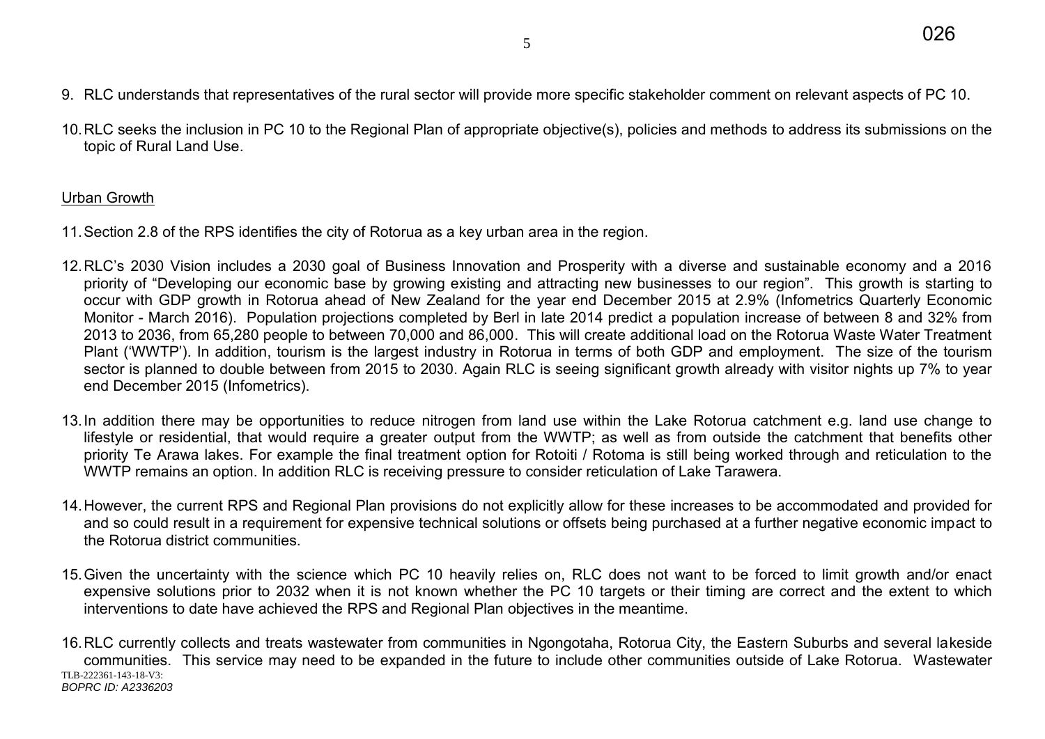9. RLC understands that representatives of the rural sector will provide more specific stakeholder comment on relevant aspects of PC 10.

10. RLC seeks the inclusion in PC 10 to the Regional Plan of appropriate objective(s), policies and methods to address its submissions on the topic of Rural Land Use.

## Urban Growth

11. Section 2.8 of the RPS identifies the city of Rotorua as a key urban area in the region.

12. RLC's 2030 Vision includes a 2030 goal of Business Innovation and Prosperity with a diverse and sustainable economy and a 2016 priority of "Developing our economic base by growing existing and attracting new businesses to our region". This growth is starting to occur with GDP growth in Rotorua ahead of New Zealand for the year end December 2015 at 2.9% (Infometrics Quarterly Economic Monitor - March 2016). Population projections completed by Berl in late 2014 predict a population increase of between 8 and 32% from 2013 to 2036, from 65,280 people to between 70,000 and 86,000. This will create additional load on the Rotorua Waste Water Treatment Plant ('WWTP'). In addition, tourism is the largest industry in Rotorua in terms of both GDP and employment. The size of the tourism sector is planned to double between from 2015 to 2030. Again RLC is seeing significant growth already with visitor nights up 7% to year end December 2015 (Infometrics).

13. In addition there may be opportunities to reduce nitrogen from land use within the Lake Rotorua catchment e.g. land use change to lifestyle or residential, that would require a greater output from the WWTP; as well as from outside the catchment that benefits other priority Te Arawa lakes. For example the final treatment option for Rotoiti / Rotoma is still being worked through and reticulation to the WWTP remains an option. In addition RLC is receiving pressure to consider reticulation of Lake Tarawera.

14. However, the current RPS and Regional Plan provisions do not explicitly allow for these increases to be accommodated and provided for and so could result in a requirement for expensive technical solutions or offsets being purchased at a further negative economic impact to the Rotorua district communities.

15. Given the uncertainty with the science which PC 10 heavily relies on, RLC does not want to be forced to limit growth and/or enact expensive solutions prior to 2032 when it is not known whether the PC 10 targets or their timing are correct and the extent to which interventions to date have achieved the RPS and Regional Plan objectives in the meantime.

16. RLC currently collects and treats wastewater from communities in Ngongotaha, Rotorua City, the Eastern Suburbs and several lakeside communities. This service may need to be expanded in the future to include other communities outside of Lake Rotorua. Wastewater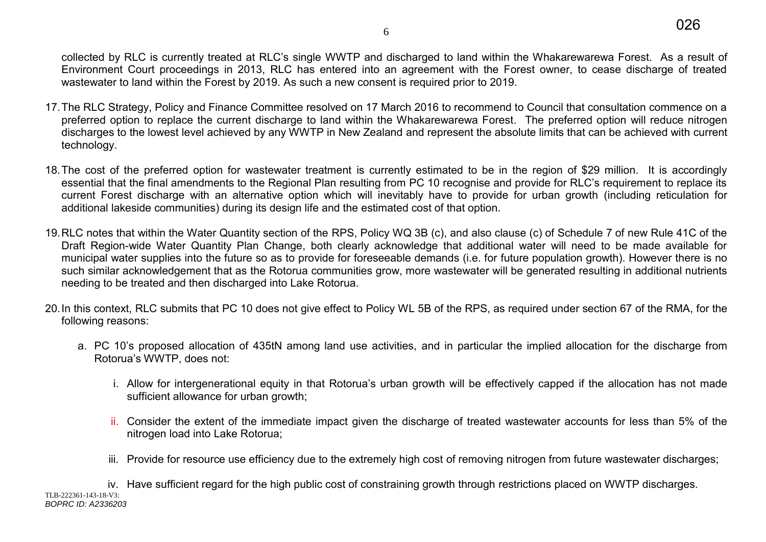collected by RLC is currently treated at RLC's single WWTP and discharged to land within the Whakarewarewa Forest. As a result of Environment Court proceedings in 2013, RLC has entered into an agreement with the Forest owner, to cease discharge of treated wastewater to land within the Forest by 2019. As such a new consent is required prior to 2019.

17. The RLC Strategy, Policy and Finance Committee resolved on 17 March 2016 to recommend to Council that consultation commence on a preferred option to replace the current discharge to land within the Whakarewarewa Forest. The preferred option will reduce nitrogen discharges to the lowest level achieved by any WWTP in New Zealand and represent the absolute limits that can be achieved with current technology.

18. The cost of the preferred option for wastewater treatment is currently estimated to be in the region of $29 million. It is accordingly essential that the final amendments to the Regional Plan resulting from PC 10 recognise and provide for RLC's requirement to replace its current Forest discharge with an alternative option which will inevitably have to provide for urban growth (including reticulation for additional lakeside communities) during its design life and the estimated cost of that option.

19. RLC notes that within the Water Quantity section of the RPS, Policy WQ 3B (c), and also clause (c) of Schedule 7 of new Rule 41C of the Draft Region-wide Water Quantity Plan Change, both clearly acknowledge that additional water will need to be made available for municipal water supplies into the future so as to provide for foreseeable demands (i.e. for future population growth). However there is no such similar acknowledgement that as the Rotorua communities grow, more wastewater will be generated resulting in additional nutrients needing to be treated and then discharged into Lake Rotorua.

20. In this context, RLC submits that PC 10 does not give effect to Policy WL 5B of the RPS, as required under section 67 of the RMA, for the following reasons:

    a. PC 10's proposed allocation of 435tN among land use activities, and in particular the implied allocation for the discharge from Rotorua's WWTP, does not:

        i. Allow for intergenerational equity in that Rotorua's urban growth will be effectively capped if the allocation has not made sufficient allowance for urban growth;

        ii. Consider the extent of the immediate impact given the discharge of treated wastewater accounts for less than 5% of the nitrogen load into Lake Rotorua;

        iii. Provide for resource use efficiency due to the extremely high cost of removing nitrogen from future wastewater discharges;

        iv. Have sufficient regard for the high public cost of constraining growth through restrictions placed on WWTP discharges.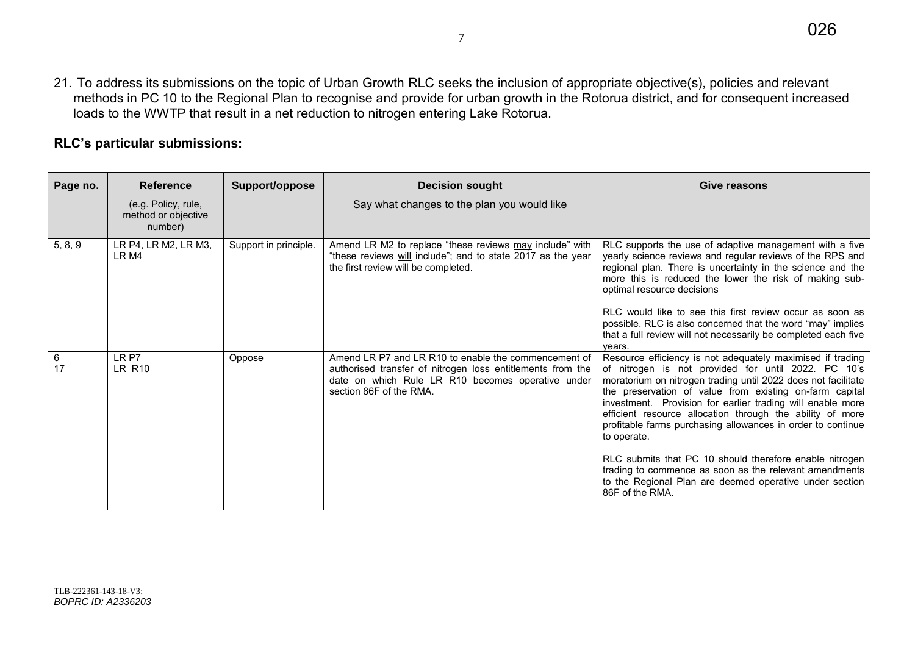21. To address its submissions on the topic of Urban Growth RLC seeks the inclusion of appropriate objective(s), policies and relevant methods in PC 10 to the Regional Plan to recognise and provide for urban growth in the Rotorua district, and for consequent increased loads to the WWTP that result in a net reduction to nitrogen entering Lake Rotorua.

**RLC's particular submissions:**

| Page no. | Reference<br>(e.g. Policy, rule, method or objective number) | Support/oppose | Decision sought<br>Say what changes to the plan you would like | Give reasons |
|---|---|---|---|---|
| 5, 8, 9 | LR P4, LR M2, LR M3, LR M4 | Support in principle. | Amend LR M2 to replace "these reviews <u>may</u> include" with "these reviews <u>will</u> include"; and to state 2017 as the year the first review will be completed. | RLC supports the use of adaptive management with a five yearly science reviews and regular reviews of the RPS and regional plan. There is uncertainty in the science and the more this is reduced the lower the risk of making sub-optimal resource decisions<br><br>RLC would like to see this first review occur as soon as possible. RLC is also concerned that the word "may" implies that a full review will not necessarily be completed each five years. |
| 6<br>17 | LR P7<br>LR R10 | Oppose | Amend LR P7 and LR R10 to enable the commencement of authorised transfer of nitrogen loss entitlements from the date on which Rule LR R10 becomes operative under section 86F of the RMA. | Resource efficiency is not adequately maximised if trading of nitrogen is not provided for until 2022. PC 10's moratorium on nitrogen trading until 2022 does not facilitate the preservation of value from existing on-farm capital investment. Provision for earlier trading will enable more efficient resource allocation through the ability of more profitable farms purchasing allowances in order to continue to operate.<br><br>RLC submits that PC 10 should therefore enable nitrogen trading to commence as soon as the relevant amendments to the Regional Plan are deemed operative under section 86F of the RMA. |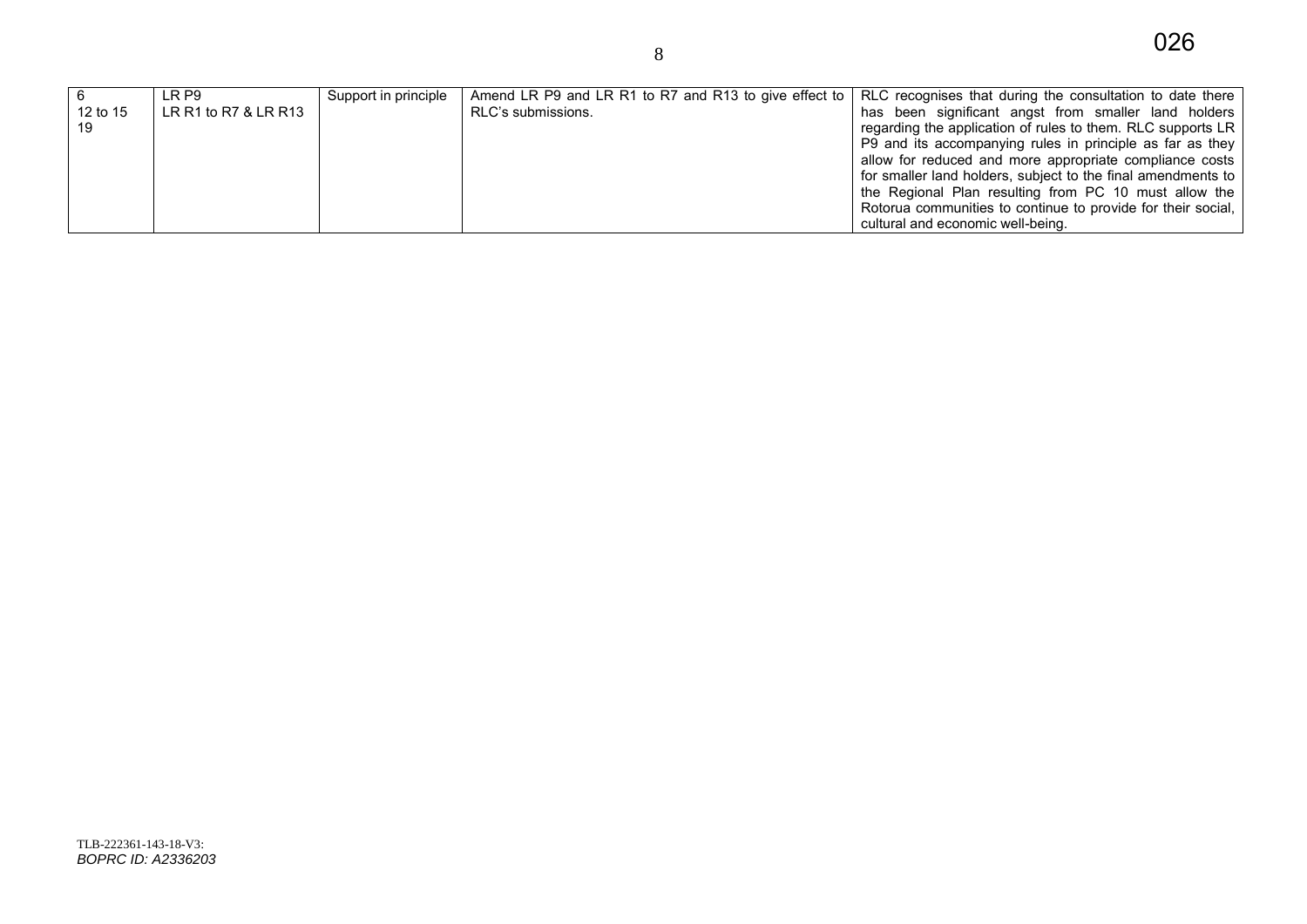| 6<br>12 to 15<br>19 | LR P9<br>LR R1 to R7 & LR R13 | Support in principle | Amend LR P9 and LR R1 to R7 and R13 to give effect to RLC's submissions. | RLC recognises that during the consultation to date there has been significant angst from smaller land holders regarding the application of rules to them. RLC supports LR P9 and its accompanying rules in principle as far as they allow for reduced and more appropriate compliance costs for smaller land holders, subject to the final amendments to the Regional Plan resulting from PC 10 must allow the Rotorua communities to continue to provide for their social, cultural and economic well-being. |
|---|---|---|---|---|

TLB-222361-143-18-V3:
*BOPRC ID: A2336203*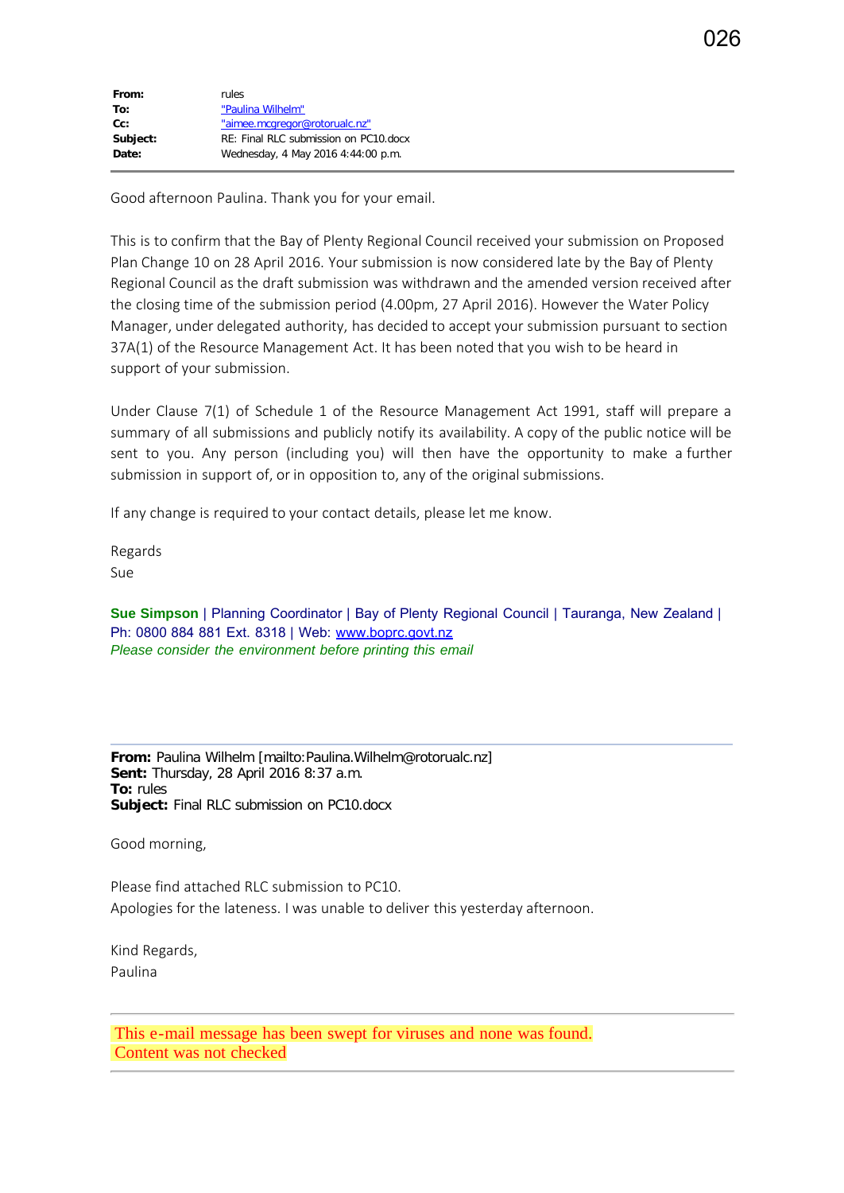| | |
|---|---|
| **From:** | rules |
| **To:** | "Paulina Wilhelm" |
| **Cc:** | "aimee.mcgregor@rotorualc.nz" |
| **Subject:** | RE: Final RLC submission on PC10.docx |
| **Date:** | Wednesday, 4 May 2016 4:44:00 p.m. |

Good afternoon Paulina. Thank you for your email.

This is to confirm that the Bay of Plenty Regional Council received your submission on Proposed Plan Change 10 on 28 April 2016. Your submission is now considered late by the Bay of Plenty Regional Council as the draft submission was withdrawn and the amended version received after the closing time of the submission period (4.00pm, 27 April 2016). However the Water Policy Manager, under delegated authority, has decided to accept your submission pursuant to section 37A(1) of the Resource Management Act. It has been noted that you wish to be heard in support of your submission.

Under Clause 7(1) of Schedule 1 of the Resource Management Act 1991, staff will prepare a summary of all submissions and publicly notify its availability. A copy of the public notice will be sent to you. Any person (including you) will then have the opportunity to make a further submission in support of, or in opposition to, any of the original submissions.

If any change is required to your contact details, please let me know.

Regards
Sue

**Sue Simpson** | Planning Coordinator | Bay of Plenty Regional Council | Tauranga, New Zealand | Ph: 0800 884 881 Ext. 8318 | Web: www.boprc.govt.nz
*Please consider the environment before printing this email*

---

**From:** Paulina Wilhelm [mailto:Paulina.Wilhelm@rotorualc.nz]
**Sent:** Thursday, 28 April 2016 8:37 a.m.
**To:** rules
**Subject:** Final RLC submission on PC10.docx

Good morning,

Please find attached RLC submission to PC10.
Apologies for the lateness. I was unable to deliver this yesterday afternoon.

Kind Regards,
Paulina

---

This e-mail message has been swept for viruses and none was found.
Content was not checked

---